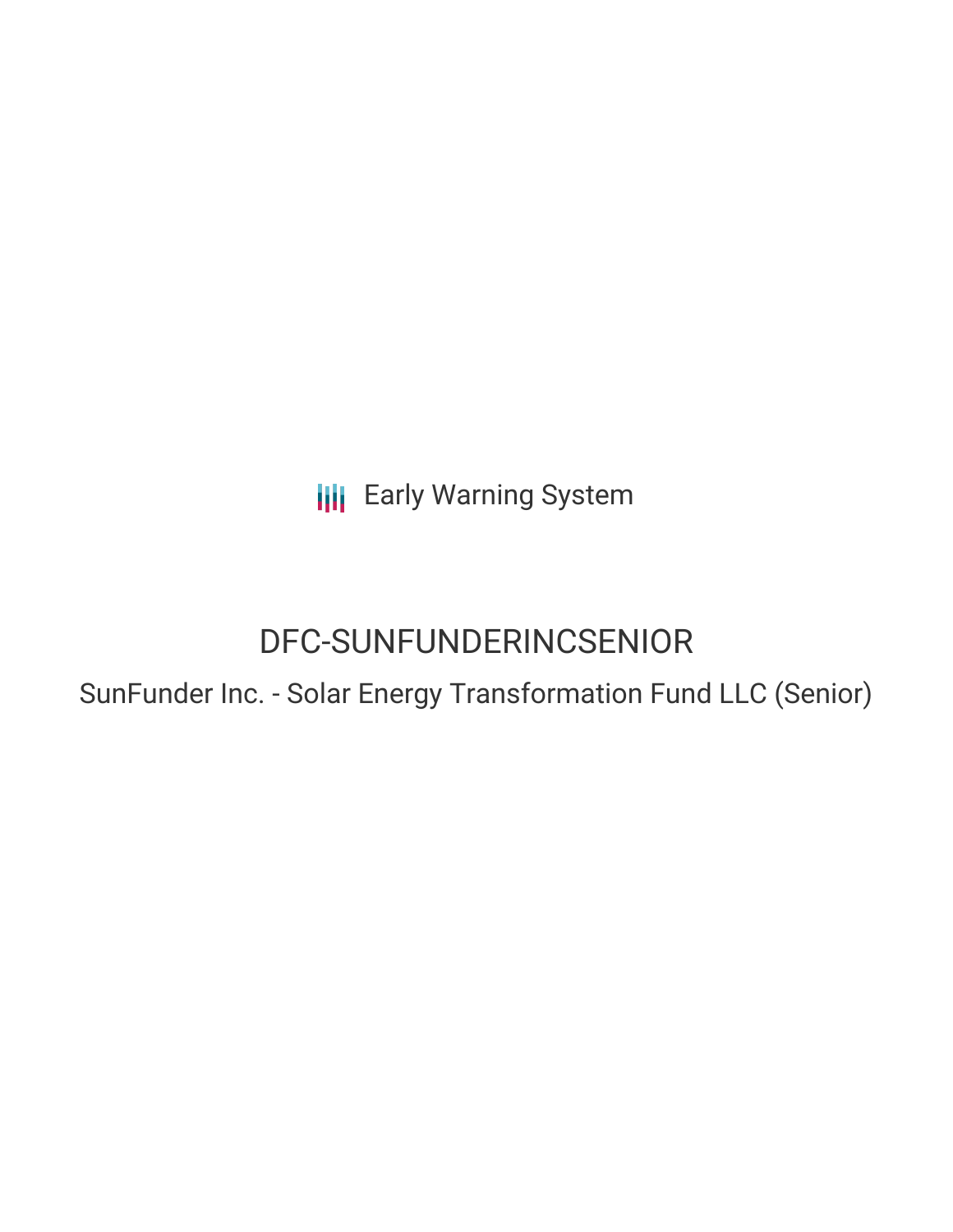Early Warning System

# DFC-SUNFUNDERINCSENIOR

## SunFunder Inc. - Solar Energy Transformation Fund LLC (Senior)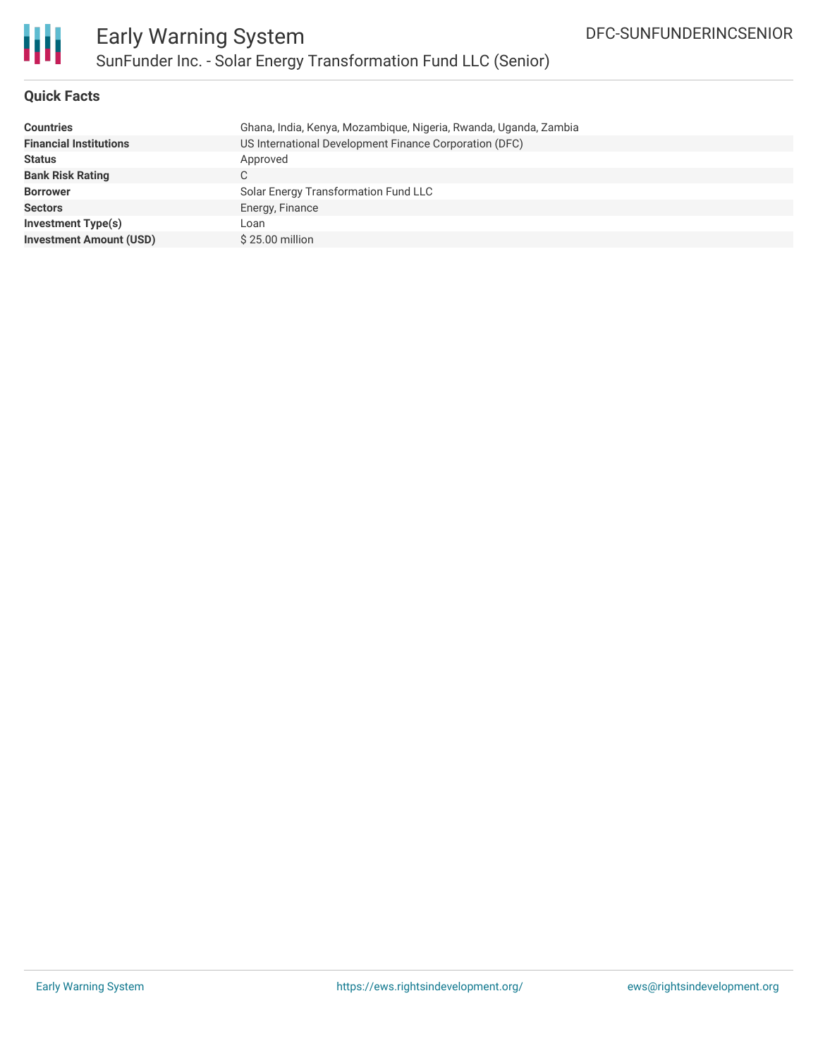## Quick Facts

| | |
|---|---|
| **Countries** | Ghana, India, Kenya, Mozambique, Nigeria, Rwanda, Uganda, Zambia |
| **Financial Institutions** | US International Development Finance Corporation (DFC) |
| **Status** | Approved |
| **Bank Risk Rating** | C |
| **Borrower** | Solar Energy Transformation Fund LLC |
| **Sectors** | Energy, Finance |
| **Investment Type(s)** | Loan |
| **Investment Amount (USD)** | $ 25.00 million |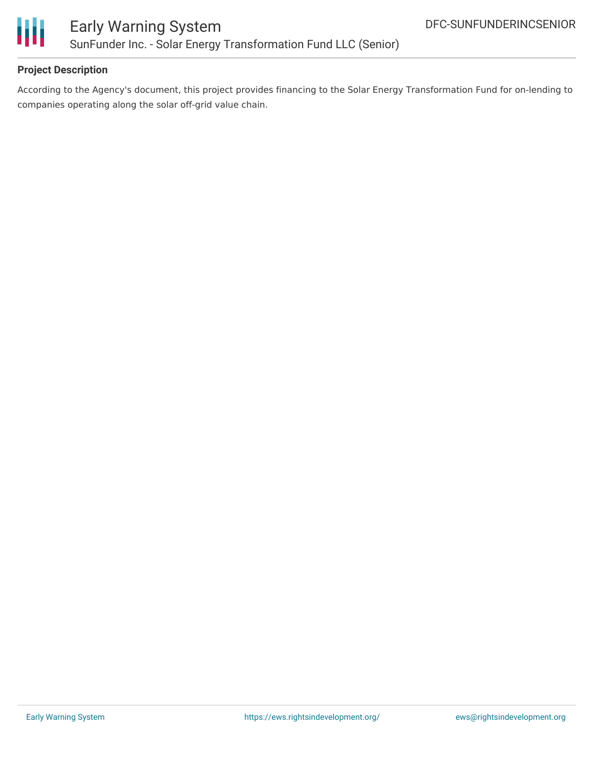**Project Description**

According to the Agency's document, this project provides financing to the Solar Energy Transformation Fund for on-lending to companies operating along the solar off-grid value chain.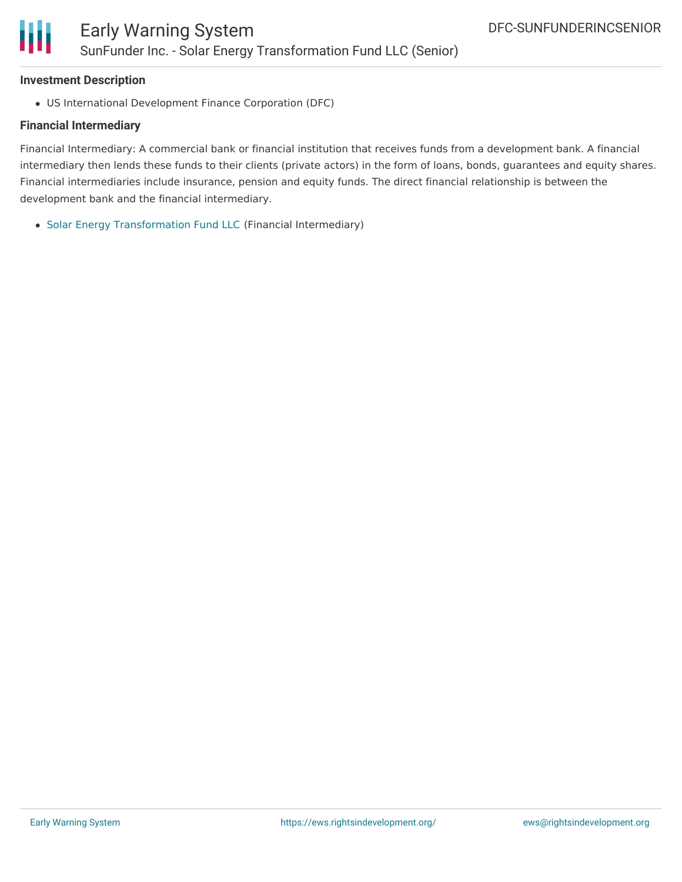### Investment Description

- US International Development Finance Corporation (DFC)

### Financial Intermediary

Financial Intermediary: A commercial bank or financial institution that receives funds from a development bank. A financial intermediary then lends these funds to their clients (private actors) in the form of loans, bonds, guarantees and equity shares. Financial intermediaries include insurance, pension and equity funds. The direct financial relationship is between the development bank and the financial intermediary.

- Solar Energy Transformation Fund LLC (Financial Intermediary)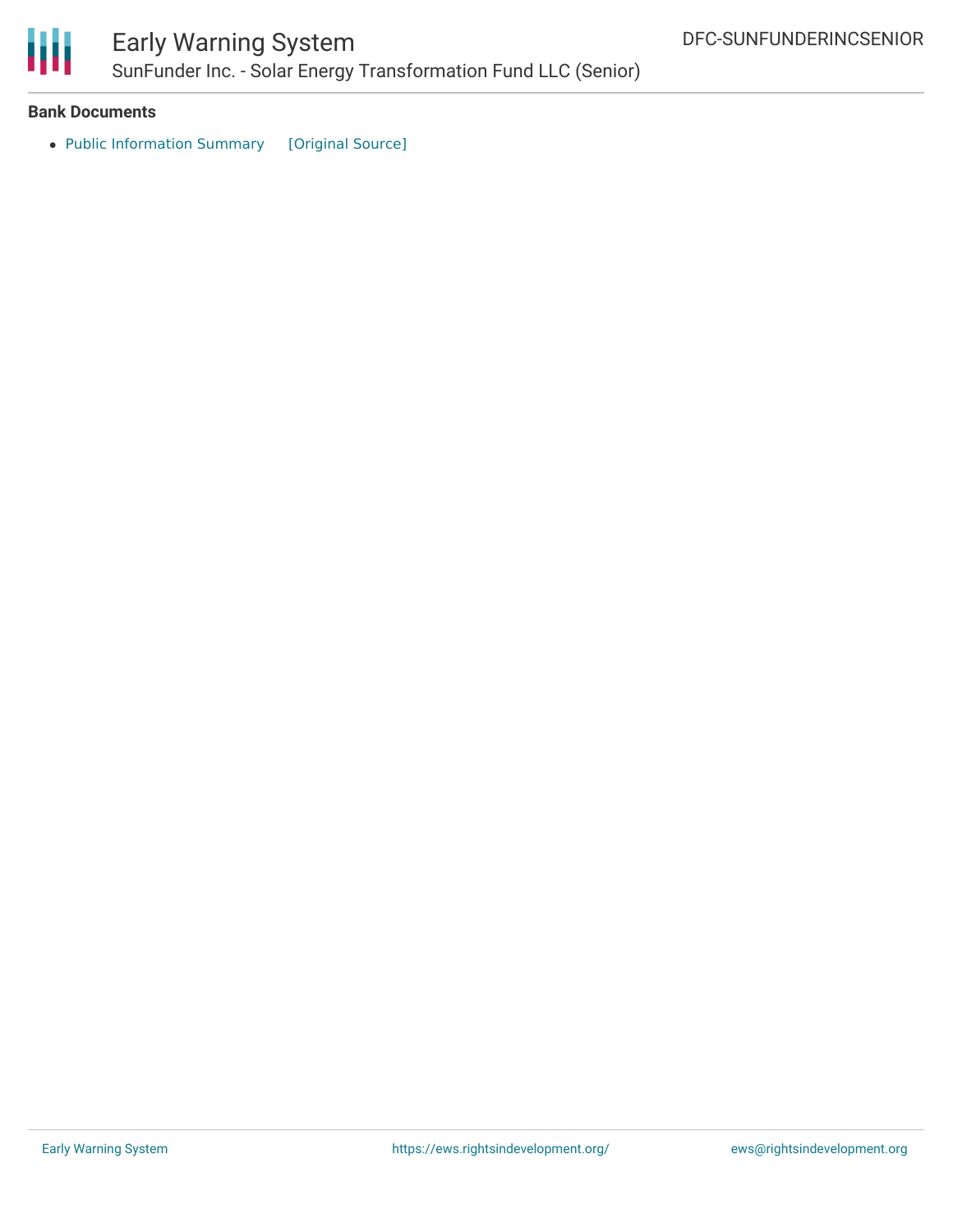**Bank Documents**

- Public Information Summary [Original Source]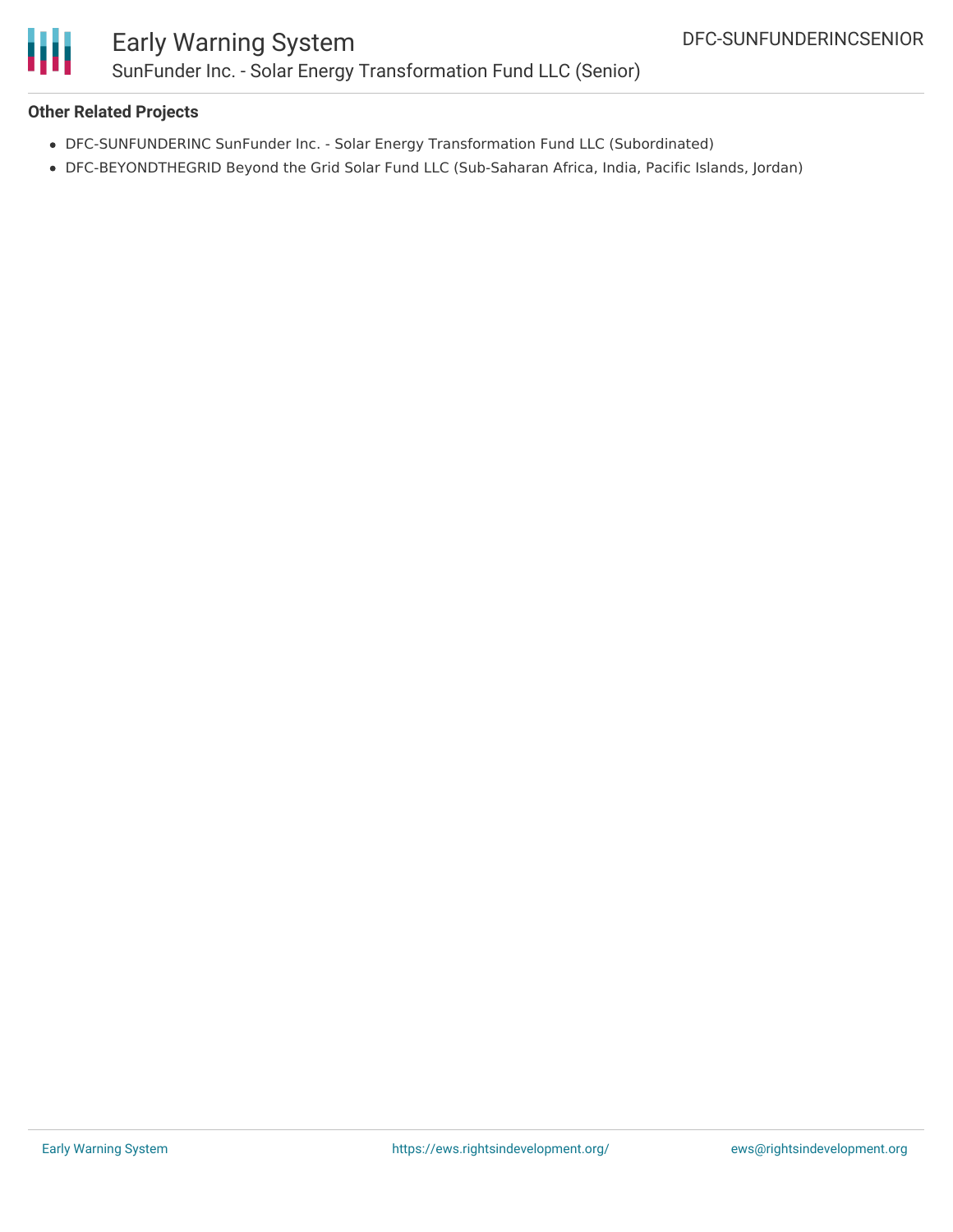**Other Related Projects**

- DFC-SUNFUNDERINC SunFunder Inc. - Solar Energy Transformation Fund LLC (Subordinated)
- DFC-BEYONDTHEGRID Beyond the Grid Solar Fund LLC (Sub-Saharan Africa, India, Pacific Islands, Jordan)